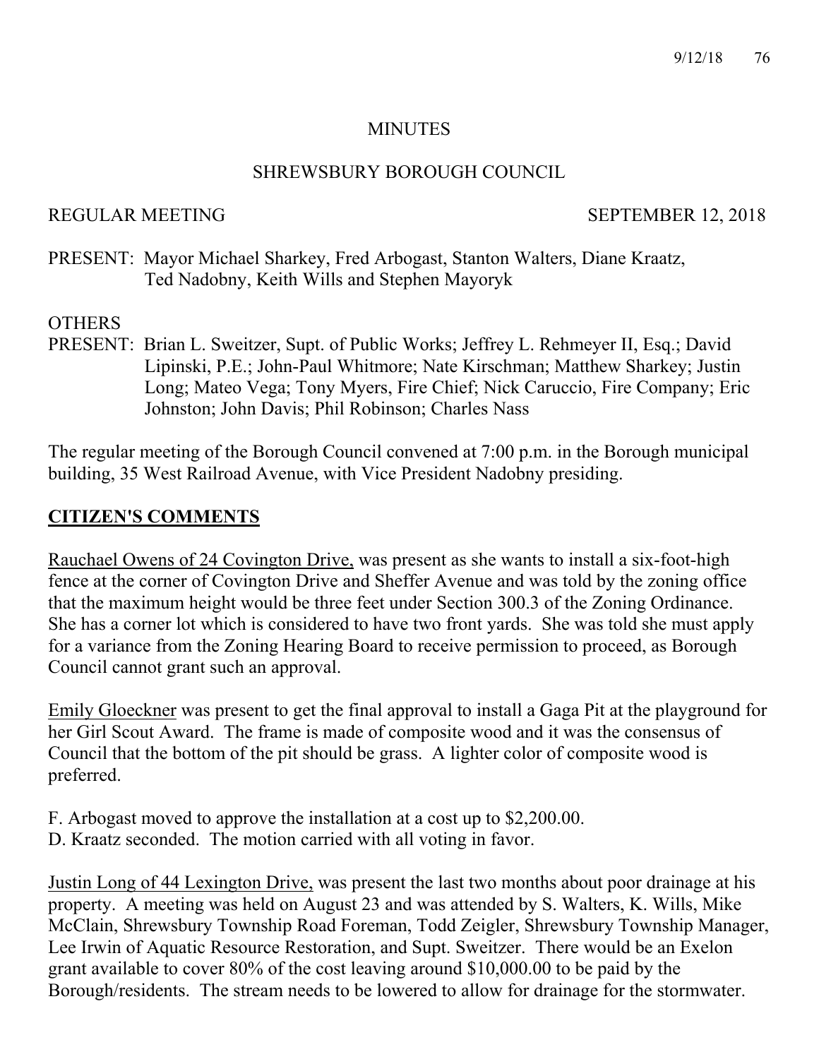MINUTES

SHREWSBURY BOROUGH COUNCIL

REGULAR MEETING SEPTEMBER 12, 2018

PRESENT: Mayor Michael Sharkey, Fred Arbogast, Stanton Walters, Diane Kraatz, Ted Nadobny, Keith Wills and Stephen Mayoryk

OTHERS
PRESENT: Brian L. Sweitzer, Supt. of Public Works; Jeffrey L. Rehmeyer II, Esq.; David Lipinski, P.E.; John-Paul Whitmore; Nate Kirschman; Matthew Sharkey; Justin Long; Mateo Vega; Tony Myers, Fire Chief; Nick Caruccio, Fire Company; Eric Johnston; John Davis; Phil Robinson; Charles Nass

The regular meeting of the Borough Council convened at 7:00 p.m. in the Borough municipal building, 35 West Railroad Avenue, with Vice President Nadobny presiding.

## CITIZEN'S COMMENTS

Rauchael Owens of 24 Covington Drive, was present as she wants to install a six-foot-high fence at the corner of Covington Drive and Sheffer Avenue and was told by the zoning office that the maximum height would be three feet under Section 300.3 of the Zoning Ordinance. She has a corner lot which is considered to have two front yards. She was told she must apply for a variance from the Zoning Hearing Board to receive permission to proceed, as Borough Council cannot grant such an approval.

Emily Gloeckner was present to get the final approval to install a Gaga Pit at the playground for her Girl Scout Award. The frame is made of composite wood and it was the consensus of Council that the bottom of the pit should be grass. A lighter color of composite wood is preferred.

F. Arbogast moved to approve the installation at a cost up to $2,200.00.
D. Kraatz seconded. The motion carried with all voting in favor.

Justin Long of 44 Lexington Drive, was present the last two months about poor drainage at his property. A meeting was held on August 23 and was attended by S. Walters, K. Wills, Mike McClain, Shrewsbury Township Road Foreman, Todd Zeigler, Shrewsbury Township Manager, Lee Irwin of Aquatic Resource Restoration, and Supt. Sweitzer. There would be an Exelon grant available to cover 80% of the cost leaving around $10,000.00 to be paid by the Borough/residents. The stream needs to be lowered to allow for drainage for the stormwater.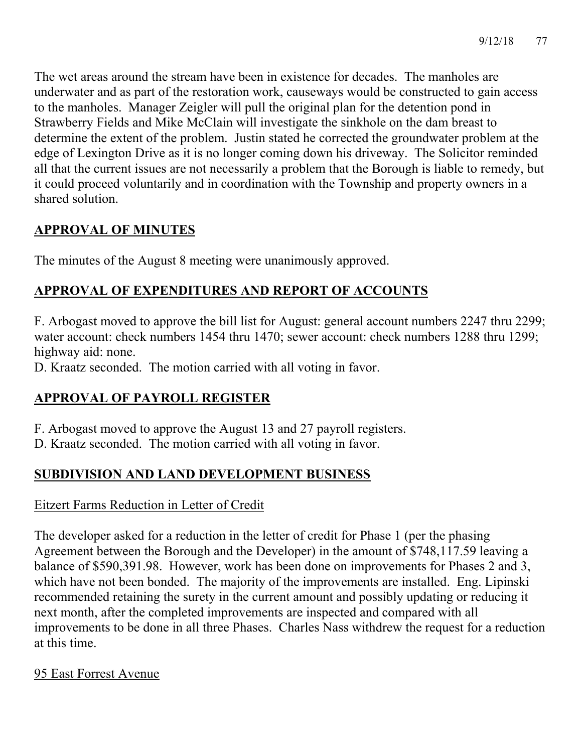The wet areas around the stream have been in existence for decades. The manholes are underwater and as part of the restoration work, causeways would be constructed to gain access to the manholes. Manager Zeigler will pull the original plan for the detention pond in Strawberry Fields and Mike McClain will investigate the sinkhole on the dam breast to determine the extent of the problem. Justin stated he corrected the groundwater problem at the edge of Lexington Drive as it is no longer coming down his driveway. The Solicitor reminded all that the current issues are not necessarily a problem that the Borough is liable to remedy, but it could proceed voluntarily and in coordination with the Township and property owners in a shared solution.

## APPROVAL OF MINUTES

The minutes of the August 8 meeting were unanimously approved.

## APPROVAL OF EXPENDITURES AND REPORT OF ACCOUNTS

F. Arbogast moved to approve the bill list for August: general account numbers 2247 thru 2299; water account: check numbers 1454 thru 1470; sewer account: check numbers 1288 thru 1299; highway aid: none.

D. Kraatz seconded. The motion carried with all voting in favor.

## APPROVAL OF PAYROLL REGISTER

F. Arbogast moved to approve the August 13 and 27 payroll registers.

D. Kraatz seconded. The motion carried with all voting in favor.

## SUBDIVISION AND LAND DEVELOPMENT BUSINESS

### Eitzert Farms Reduction in Letter of Credit

The developer asked for a reduction in the letter of credit for Phase 1 (per the phasing Agreement between the Borough and the Developer) in the amount of $748,117.59 leaving a balance of $590,391.98. However, work has been done on improvements for Phases 2 and 3, which have not been bonded. The majority of the improvements are installed. Eng. Lipinski recommended retaining the surety in the current amount and possibly updating or reducing it next month, after the completed improvements are inspected and compared with all improvements to be done in all three Phases. Charles Nass withdrew the request for a reduction at this time.

### 95 East Forrest Avenue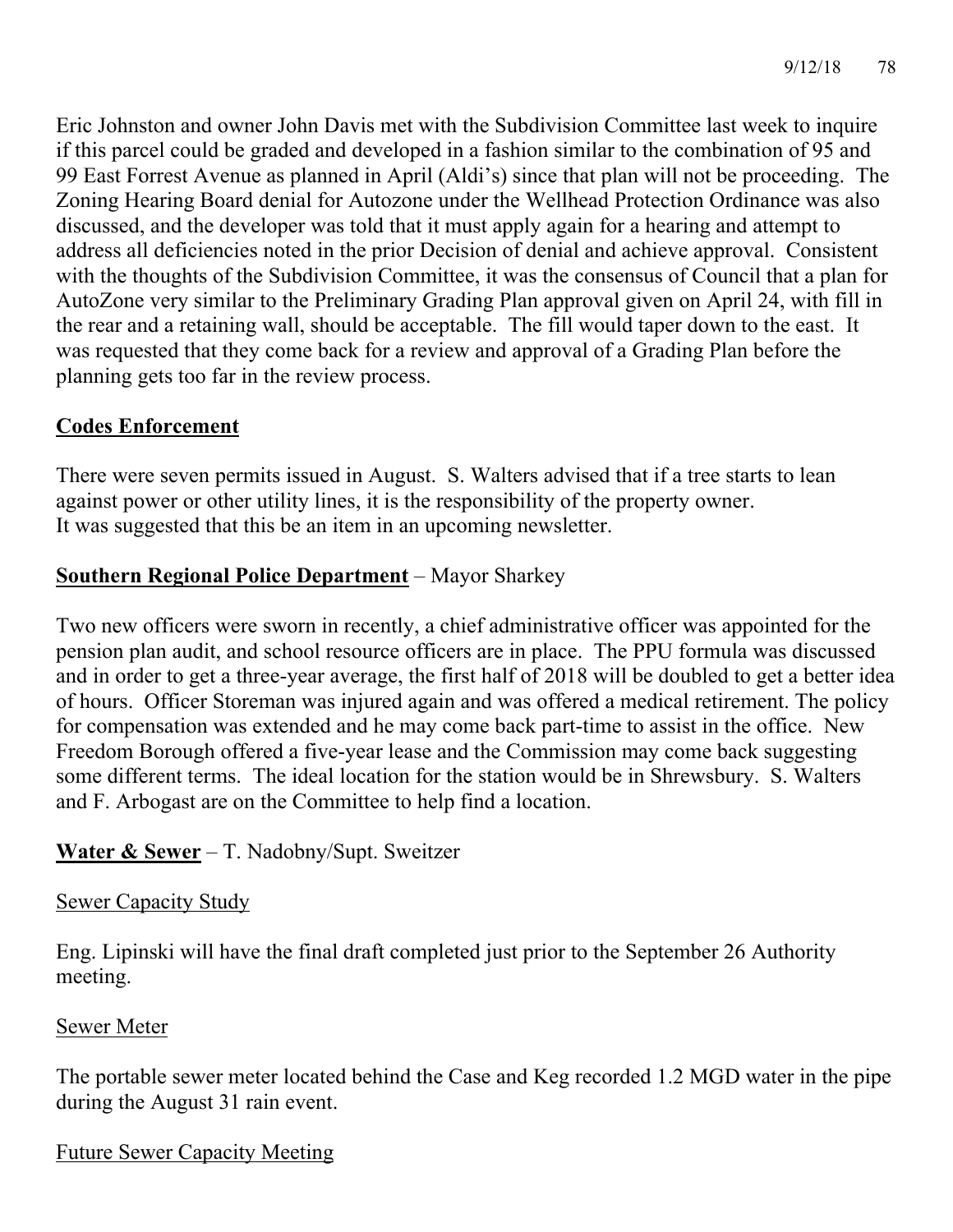Eric Johnston and owner John Davis met with the Subdivision Committee last week to inquire if this parcel could be graded and developed in a fashion similar to the combination of 95 and 99 East Forrest Avenue as planned in April (Aldi's) since that plan will not be proceeding. The Zoning Hearing Board denial for Autozone under the Wellhead Protection Ordinance was also discussed, and the developer was told that it must apply again for a hearing and attempt to address all deficiencies noted in the prior Decision of denial and achieve approval. Consistent with the thoughts of the Subdivision Committee, it was the consensus of Council that a plan for AutoZone very similar to the Preliminary Grading Plan approval given on April 24, with fill in the rear and a retaining wall, should be acceptable. The fill would taper down to the east. It was requested that they come back for a review and approval of a Grading Plan before the planning gets too far in the review process.

## Codes Enforcement

There were seven permits issued in August. S. Walters advised that if a tree starts to lean against power or other utility lines, it is the responsibility of the property owner. It was suggested that this be an item in an upcoming newsletter.

## Southern Regional Police Department – Mayor Sharkey

Two new officers were sworn in recently, a chief administrative officer was appointed for the pension plan audit, and school resource officers are in place. The PPU formula was discussed and in order to get a three-year average, the first half of 2018 will be doubled to get a better idea of hours. Officer Storeman was injured again and was offered a medical retirement. The policy for compensation was extended and he may come back part-time to assist in the office. New Freedom Borough offered a five-year lease and the Commission may come back suggesting some different terms. The ideal location for the station would be in Shrewsbury. S. Walters and F. Arbogast are on the Committee to help find a location.

## Water & Sewer – T. Nadobny/Supt. Sweitzer

### Sewer Capacity Study

Eng. Lipinski will have the final draft completed just prior to the September 26 Authority meeting.

### Sewer Meter

The portable sewer meter located behind the Case and Keg recorded 1.2 MGD water in the pipe during the August 31 rain event.

### Future Sewer Capacity Meeting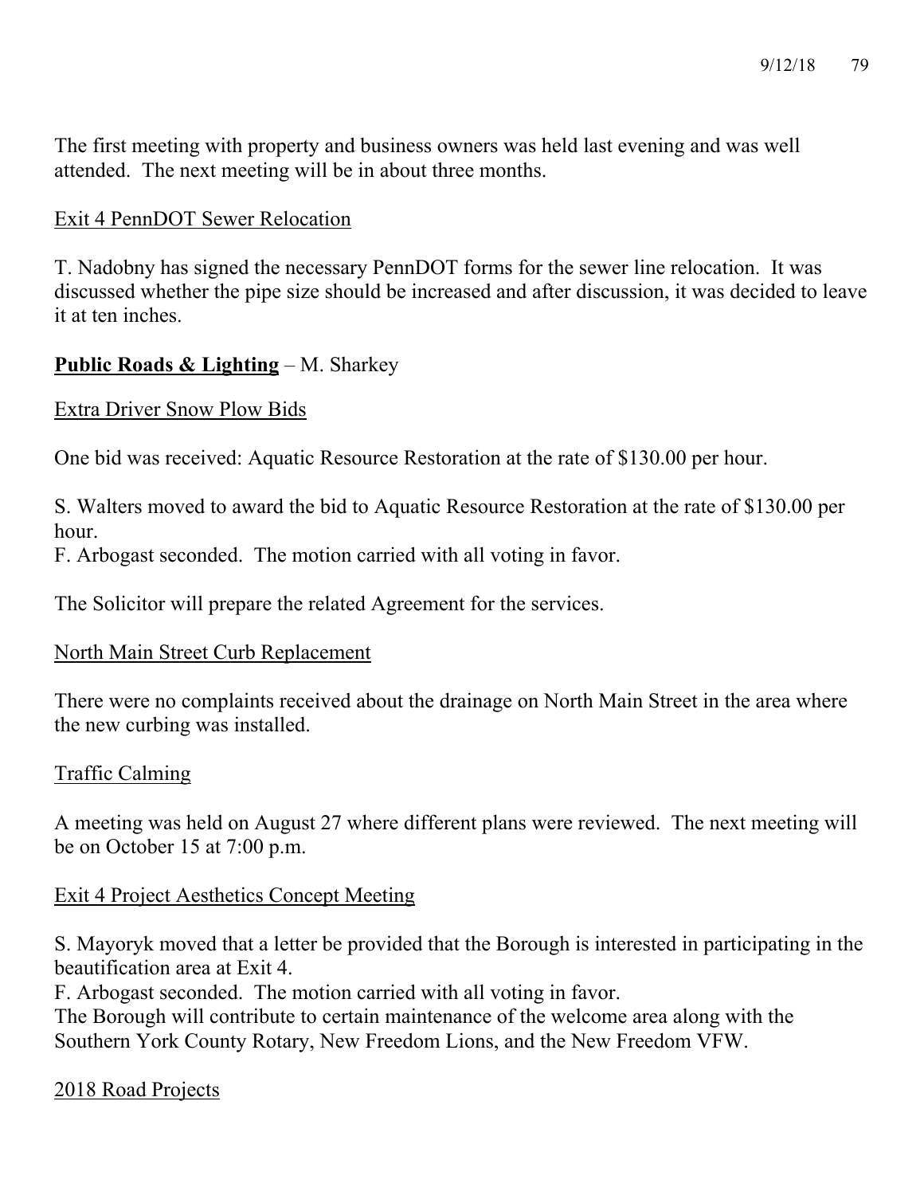The first meeting with property and business owners was held last evening and was well attended. The next meeting will be in about three months.

Exit 4 PennDOT Sewer Relocation

T. Nadobny has signed the necessary PennDOT forms for the sewer line relocation. It was discussed whether the pipe size should be increased and after discussion, it was decided to leave it at ten inches.

**Public Roads & Lighting** – M. Sharkey

Extra Driver Snow Plow Bids

One bid was received: Aquatic Resource Restoration at the rate of $130.00 per hour.

S. Walters moved to award the bid to Aquatic Resource Restoration at the rate of $130.00 per hour.
F. Arbogast seconded. The motion carried with all voting in favor.

The Solicitor will prepare the related Agreement for the services.

North Main Street Curb Replacement

There were no complaints received about the drainage on North Main Street in the area where the new curbing was installed.

Traffic Calming

A meeting was held on August 27 where different plans were reviewed. The next meeting will be on October 15 at 7:00 p.m.

Exit 4 Project Aesthetics Concept Meeting

S. Mayoryk moved that a letter be provided that the Borough is interested in participating in the beautification area at Exit 4.
F. Arbogast seconded. The motion carried with all voting in favor.
The Borough will contribute to certain maintenance of the welcome area along with the Southern York County Rotary, New Freedom Lions, and the New Freedom VFW.

2018 Road Projects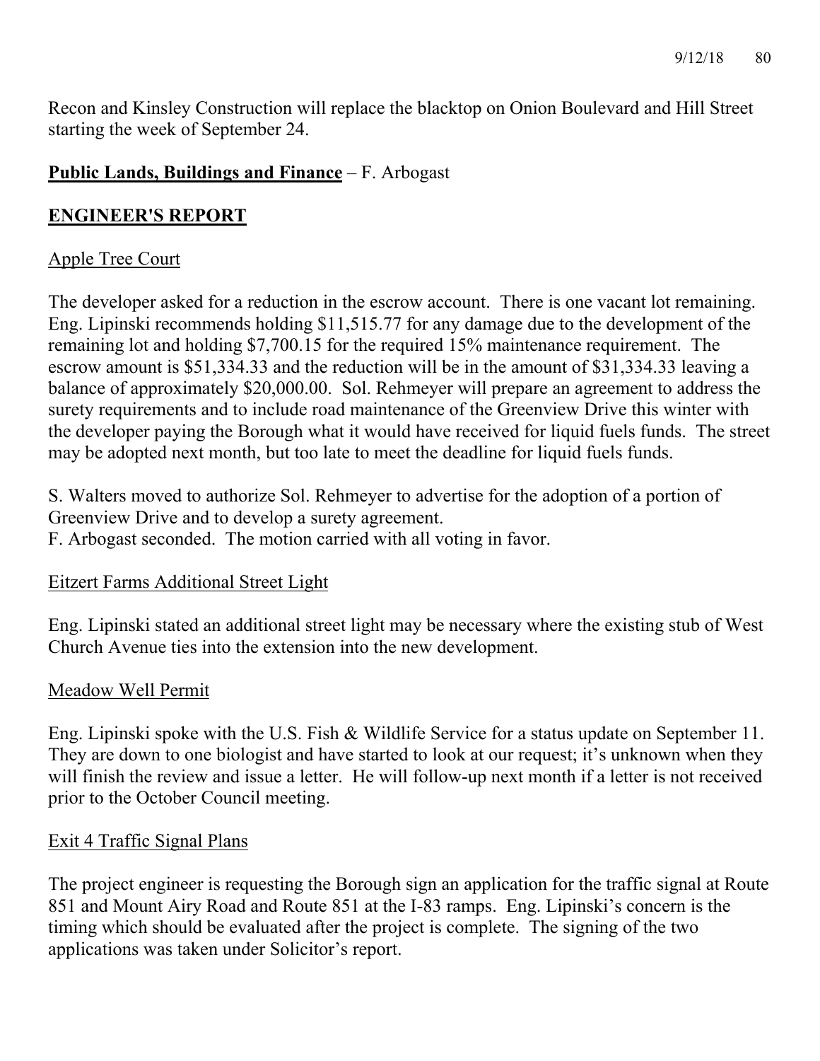Recon and Kinsley Construction will replace the blacktop on Onion Boulevard and Hill Street starting the week of September 24.

**Public Lands, Buildings and Finance** – F. Arbogast

## ENGINEER'S REPORT

Apple Tree Court

The developer asked for a reduction in the escrow account. There is one vacant lot remaining. Eng. Lipinski recommends holding $11,515.77 for any damage due to the development of the remaining lot and holding $7,700.15 for the required 15% maintenance requirement. The escrow amount is $51,334.33 and the reduction will be in the amount of $31,334.33 leaving a balance of approximately $20,000.00. Sol. Rehmeyer will prepare an agreement to address the surety requirements and to include road maintenance of the Greenview Drive this winter with the developer paying the Borough what it would have received for liquid fuels funds. The street may be adopted next month, but too late to meet the deadline for liquid fuels funds.

S. Walters moved to authorize Sol. Rehmeyer to advertise for the adoption of a portion of Greenview Drive and to develop a surety agreement.
F. Arbogast seconded. The motion carried with all voting in favor.

Eitzert Farms Additional Street Light

Eng. Lipinski stated an additional street light may be necessary where the existing stub of West Church Avenue ties into the extension into the new development.

Meadow Well Permit

Eng. Lipinski spoke with the U.S. Fish & Wildlife Service for a status update on September 11. They are down to one biologist and have started to look at our request; it's unknown when they will finish the review and issue a letter. He will follow-up next month if a letter is not received prior to the October Council meeting.

Exit 4 Traffic Signal Plans

The project engineer is requesting the Borough sign an application for the traffic signal at Route 851 and Mount Airy Road and Route 851 at the I-83 ramps. Eng. Lipinski's concern is the timing which should be evaluated after the project is complete. The signing of the two applications was taken under Solicitor's report.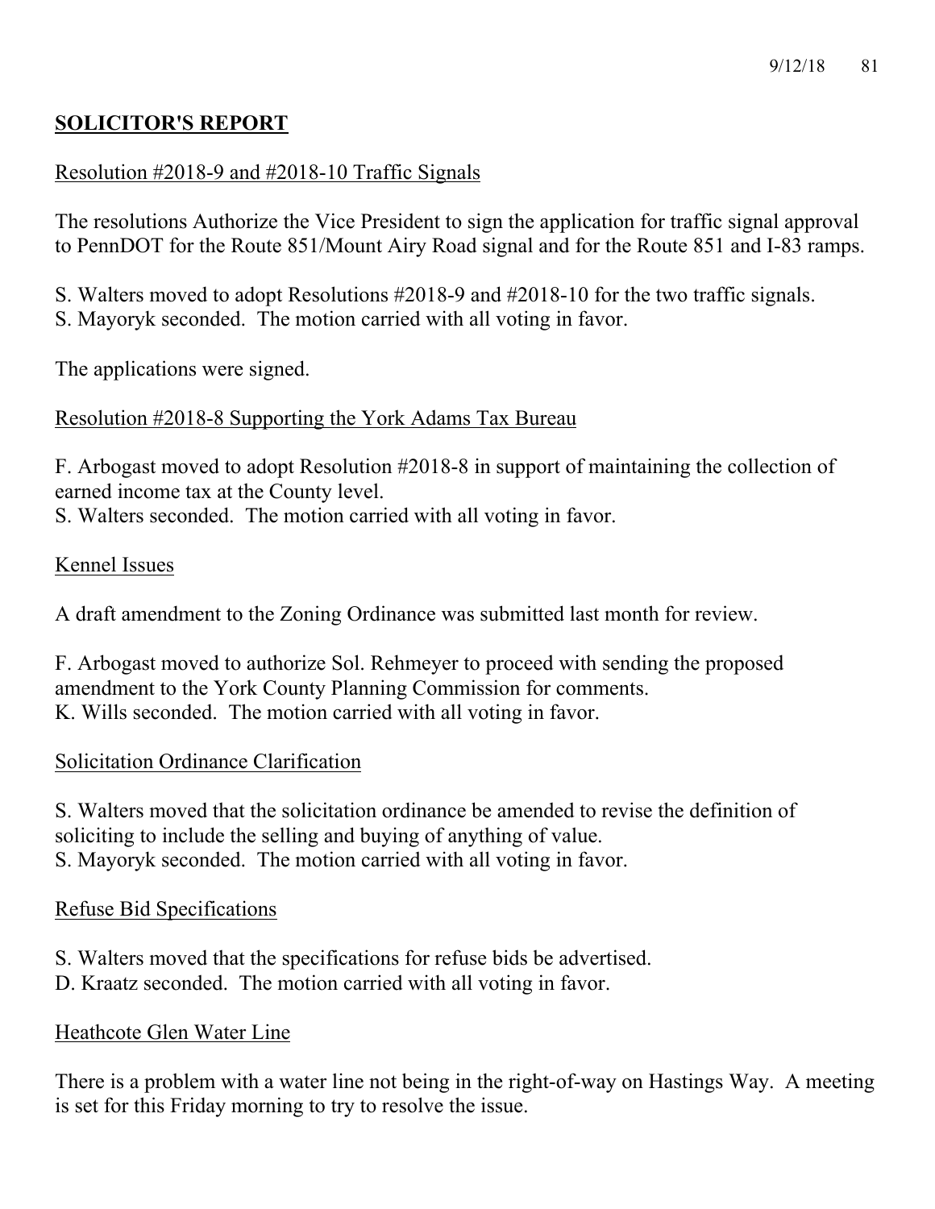## **SOLICITOR'S REPORT**

Resolution #2018-9 and #2018-10 Traffic Signals

The resolutions Authorize the Vice President to sign the application for traffic signal approval to PennDOT for the Route 851/Mount Airy Road signal and for the Route 851 and I-83 ramps.

S. Walters moved to adopt Resolutions #2018-9 and #2018-10 for the two traffic signals.
S. Mayoryk seconded. The motion carried with all voting in favor.

The applications were signed.

Resolution #2018-8 Supporting the York Adams Tax Bureau

F. Arbogast moved to adopt Resolution #2018-8 in support of maintaining the collection of earned income tax at the County level.
S. Walters seconded. The motion carried with all voting in favor.

Kennel Issues

A draft amendment to the Zoning Ordinance was submitted last month for review.

F. Arbogast moved to authorize Sol. Rehmeyer to proceed with sending the proposed amendment to the York County Planning Commission for comments.
K. Wills seconded. The motion carried with all voting in favor.

Solicitation Ordinance Clarification

S. Walters moved that the solicitation ordinance be amended to revise the definition of soliciting to include the selling and buying of anything of value.
S. Mayoryk seconded. The motion carried with all voting in favor.

Refuse Bid Specifications

S. Walters moved that the specifications for refuse bids be advertised.
D. Kraatz seconded. The motion carried with all voting in favor.

Heathcote Glen Water Line

There is a problem with a water line not being in the right-of-way on Hastings Way. A meeting is set for this Friday morning to try to resolve the issue.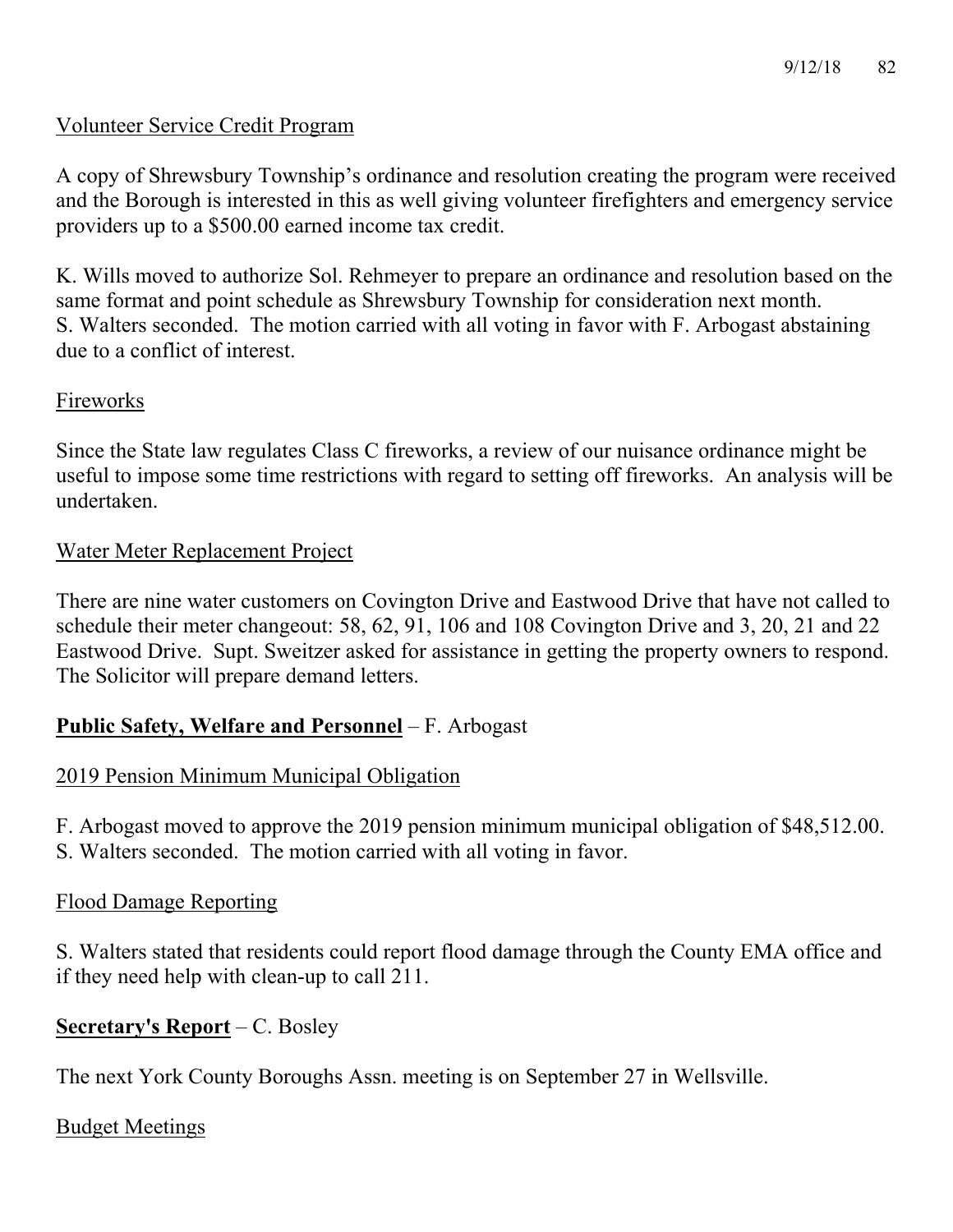Volunteer Service Credit Program

A copy of Shrewsbury Township's ordinance and resolution creating the program were received and the Borough is interested in this as well giving volunteer firefighters and emergency service providers up to a $500.00 earned income tax credit.

K. Wills moved to authorize Sol. Rehmeyer to prepare an ordinance and resolution based on the same format and point schedule as Shrewsbury Township for consideration next month. S. Walters seconded. The motion carried with all voting in favor with F. Arbogast abstaining due to a conflict of interest.

Fireworks

Since the State law regulates Class C fireworks, a review of our nuisance ordinance might be useful to impose some time restrictions with regard to setting off fireworks. An analysis will be undertaken.

Water Meter Replacement Project

There are nine water customers on Covington Drive and Eastwood Drive that have not called to schedule their meter changeout: 58, 62, 91, 106 and 108 Covington Drive and 3, 20, 21 and 22 Eastwood Drive. Supt. Sweitzer asked for assistance in getting the property owners to respond. The Solicitor will prepare demand letters.

**Public Safety, Welfare and Personnel** – F. Arbogast

2019 Pension Minimum Municipal Obligation

F. Arbogast moved to approve the 2019 pension minimum municipal obligation of $48,512.00. S. Walters seconded. The motion carried with all voting in favor.

Flood Damage Reporting

S. Walters stated that residents could report flood damage through the County EMA office and if they need help with clean-up to call 211.

**Secretary's Report** – C. Bosley

The next York County Boroughs Assn. meeting is on September 27 in Wellsville.

Budget Meetings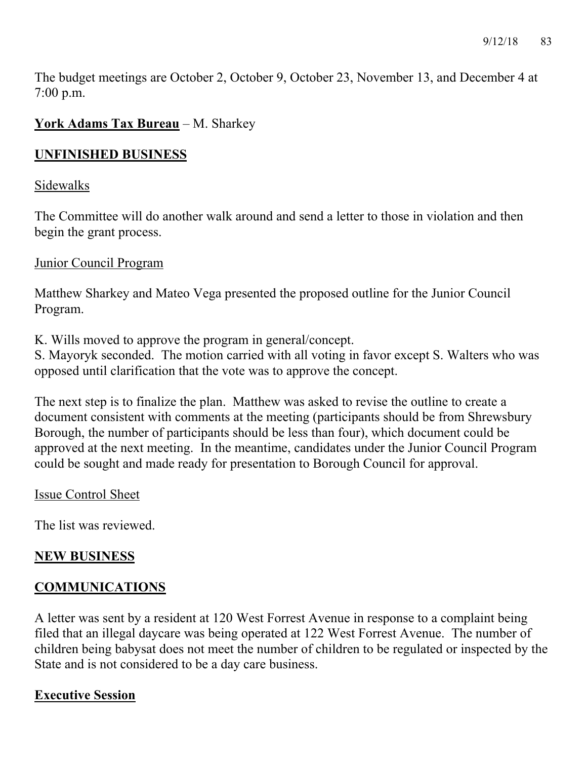The budget meetings are October 2, October 9, October 23, November 13, and December 4 at 7:00 p.m.

**York Adams Tax Bureau** – M. Sharkey

## UNFINISHED BUSINESS

Sidewalks

The Committee will do another walk around and send a letter to those in violation and then begin the grant process.

Junior Council Program

Matthew Sharkey and Mateo Vega presented the proposed outline for the Junior Council Program.

K. Wills moved to approve the program in general/concept.
S. Mayoryk seconded. The motion carried with all voting in favor except S. Walters who was opposed until clarification that the vote was to approve the concept.

The next step is to finalize the plan. Matthew was asked to revise the outline to create a document consistent with comments at the meeting (participants should be from Shrewsbury Borough, the number of participants should be less than four), which document could be approved at the next meeting. In the meantime, candidates under the Junior Council Program could be sought and made ready for presentation to Borough Council for approval.

Issue Control Sheet

The list was reviewed.

## NEW BUSINESS

## COMMUNICATIONS

A letter was sent by a resident at 120 West Forrest Avenue in response to a complaint being filed that an illegal daycare was being operated at 122 West Forrest Avenue. The number of children being babysat does not meet the number of children to be regulated or inspected by the State and is not considered to be a day care business.

**Executive Session**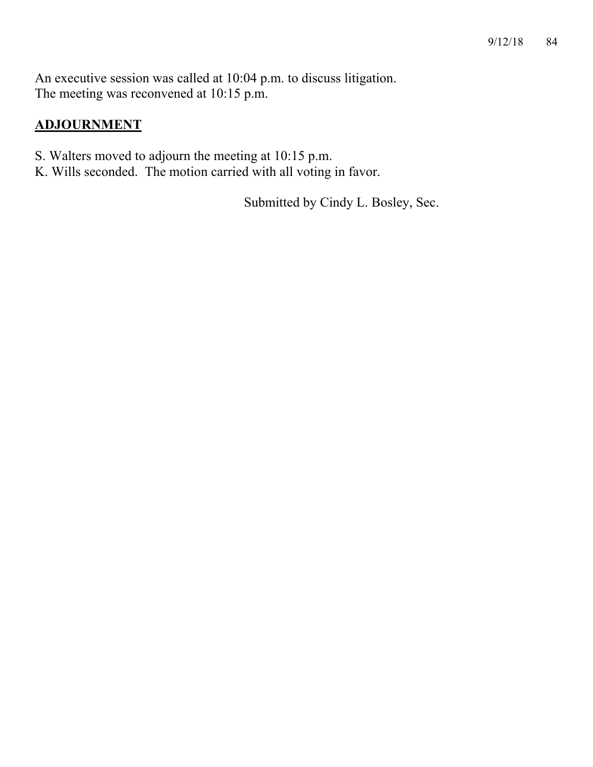An executive session was called at 10:04 p.m. to discuss litigation.
The meeting was reconvened at 10:15 p.m.

## ADJOURNMENT

S. Walters moved to adjourn the meeting at 10:15 p.m.
K. Wills seconded. The motion carried with all voting in favor.

Submitted by Cindy L. Bosley, Sec.